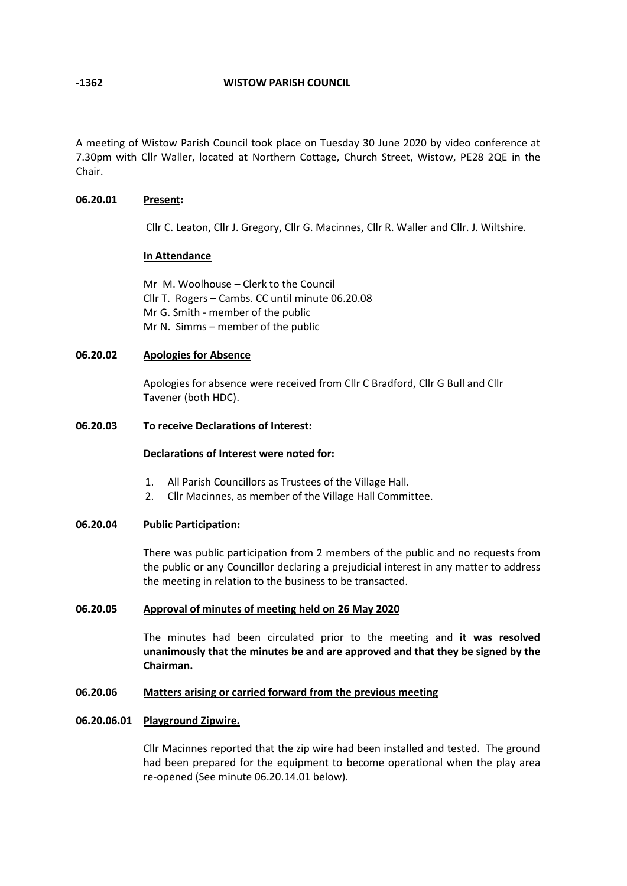-1362 **WISTOW PARISH COUNCIL**

A meeting of Wistow Parish Council took place on Tuesday 30 June 2020 by video conference at 7.30pm with Cllr Waller, located at Northern Cottage, Church Street, Wistow, PE28 2QE in the Chair.

**06.20.01 Present:**

Cllr C. Leaton, Cllr J. Gregory, Cllr G. Macinnes, Cllr R. Waller and Cllr. J. Wiltshire.

**In Attendance**

Mr M. Woolhouse – Clerk to the Council
Cllr T. Rogers – Cambs. CC until minute 06.20.08
Mr G. Smith - member of the public
Mr N. Simms – member of the public

**06.20.02 Apologies for Absence**

Apologies for absence were received from Cllr C Bradford, Cllr G Bull and Cllr Tavener (both HDC).

**06.20.03 To receive Declarations of Interest:**

**Declarations of Interest were noted for:**

1. All Parish Councillors as Trustees of the Village Hall.
2. Cllr Macinnes, as member of the Village Hall Committee.

**06.20.04 Public Participation:**

There was public participation from 2 members of the public and no requests from the public or any Councillor declaring a prejudicial interest in any matter to address the meeting in relation to the business to be transacted.

**06.20.05 Approval of minutes of meeting held on 26 May 2020**

The minutes had been circulated prior to the meeting and **it was resolved unanimously that the minutes be and are approved and that they be signed by the Chairman.**

**06.20.06 Matters arising or carried forward from the previous meeting**

**06.20.06.01 Playground Zipwire.**

Cllr Macinnes reported that the zip wire had been installed and tested. The ground had been prepared for the equipment to become operational when the play area re-opened (See minute 06.20.14.01 below).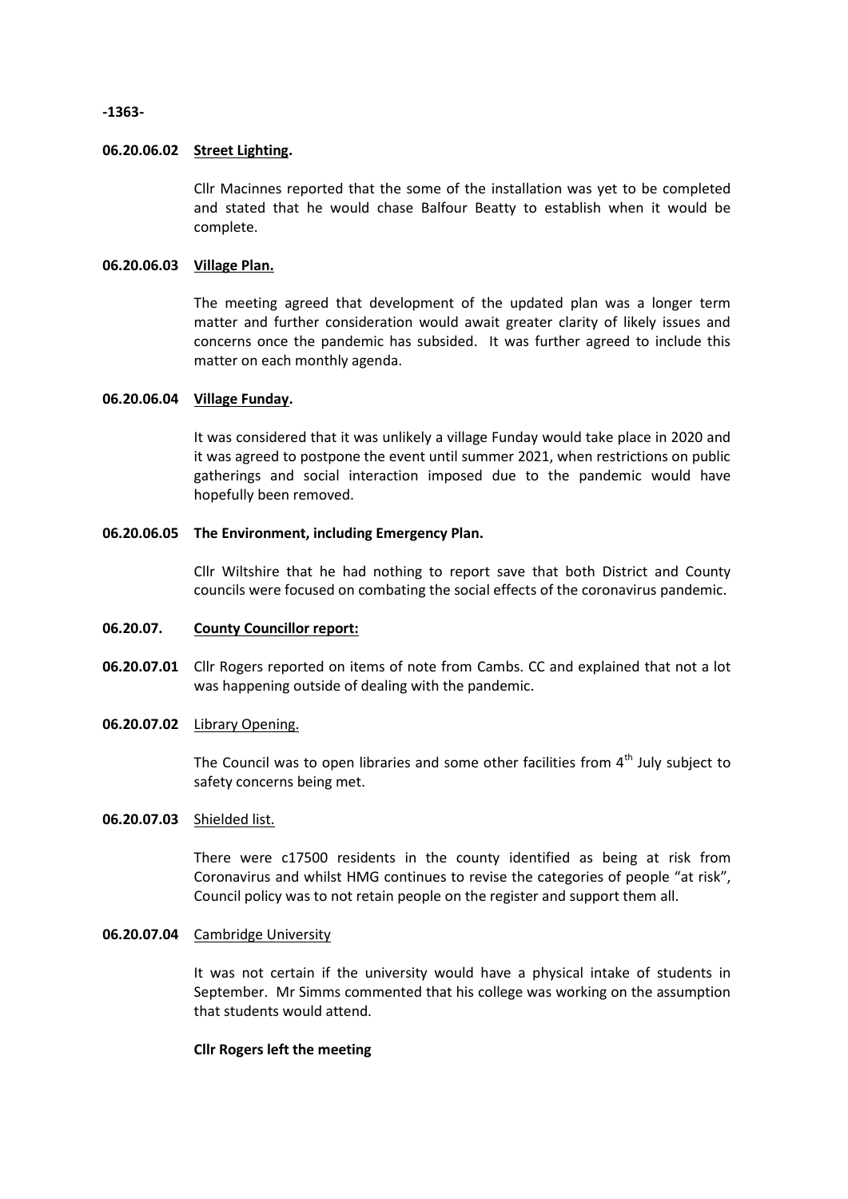**06.20.06.02 Street Lighting.**

Cllr Macinnes reported that the some of the installation was yet to be completed and stated that he would chase Balfour Beatty to establish when it would be complete.

**06.20.06.03 Village Plan.**

The meeting agreed that development of the updated plan was a longer term matter and further consideration would await greater clarity of likely issues and concerns once the pandemic has subsided. It was further agreed to include this matter on each monthly agenda.

**06.20.06.04 Village Funday.**

It was considered that it was unlikely a village Funday would take place in 2020 and it was agreed to postpone the event until summer 2021, when restrictions on public gatherings and social interaction imposed due to the pandemic would have hopefully been removed.

**06.20.06.05 The Environment, including Emergency Plan.**

Cllr Wiltshire that he had nothing to report save that both District and County councils were focused on combating the social effects of the coronavirus pandemic.

**06.20.07. County Councillor report:**

**06.20.07.01** Cllr Rogers reported on items of note from Cambs. CC and explained that not a lot was happening outside of dealing with the pandemic.

**06.20.07.02** Library Opening.

The Council was to open libraries and some other facilities from 4th July subject to safety concerns being met.

**06.20.07.03** Shielded list.

There were c17500 residents in the county identified as being at risk from Coronavirus and whilst HMG continues to revise the categories of people "at risk", Council policy was to not retain people on the register and support them all.

**06.20.07.04** Cambridge University

It was not certain if the university would have a physical intake of students in September. Mr Simms commented that his college was working on the assumption that students would attend.

**Cllr Rogers left the meeting**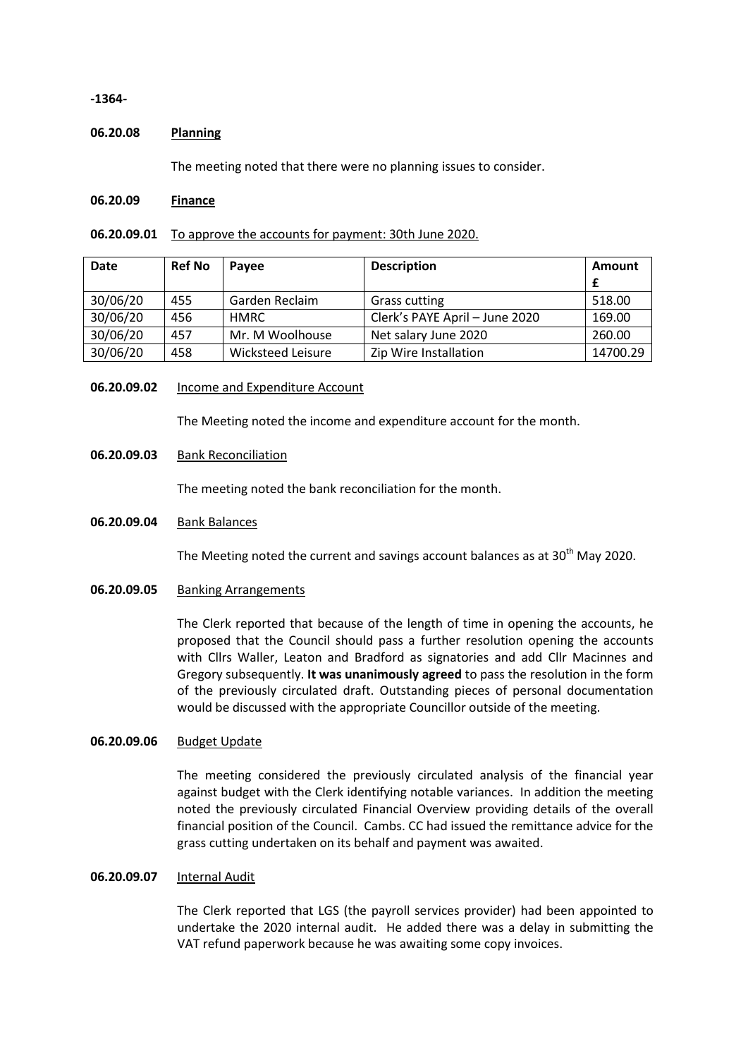**-1364-**

**06.20.08 Planning**

The meeting noted that there were no planning issues to consider.

**06.20.09 Finance**

**06.20.09.01** To approve the accounts for payment: 30th June 2020.

| Date | Ref No | Payee | Description | Amount £ |
|---|---|---|---|---|
| 30/06/20 | 455 | Garden Reclaim | Grass cutting | 518.00 |
| 30/06/20 | 456 | HMRC | Clerk's PAYE April – June 2020 | 169.00 |
| 30/06/20 | 457 | Mr. M Woolhouse | Net salary June 2020 | 260.00 |
| 30/06/20 | 458 | Wicksteed Leisure | Zip Wire Installation | 14700.29 |

**06.20.09.02** Income and Expenditure Account

The Meeting noted the income and expenditure account for the month.

**06.20.09.03** Bank Reconciliation

The meeting noted the bank reconciliation for the month.

**06.20.09.04** Bank Balances

The Meeting noted the current and savings account balances as at 30th May 2020.

**06.20.09.05** Banking Arrangements

The Clerk reported that because of the length of time in opening the accounts, he proposed that the Council should pass a further resolution opening the accounts with Cllrs Waller, Leaton and Bradford as signatories and add Cllr Macinnes and Gregory subsequently. **It was unanimously agreed** to pass the resolution in the form of the previously circulated draft. Outstanding pieces of personal documentation would be discussed with the appropriate Councillor outside of the meeting.

**06.20.09.06** Budget Update

The meeting considered the previously circulated analysis of the financial year against budget with the Clerk identifying notable variances. In addition the meeting noted the previously circulated Financial Overview providing details of the overall financial position of the Council. Cambs. CC had issued the remittance advice for the grass cutting undertaken on its behalf and payment was awaited.

**06.20.09.07** Internal Audit

The Clerk reported that LGS (the payroll services provider) had been appointed to undertake the 2020 internal audit. He added there was a delay in submitting the VAT refund paperwork because he was awaiting some copy invoices.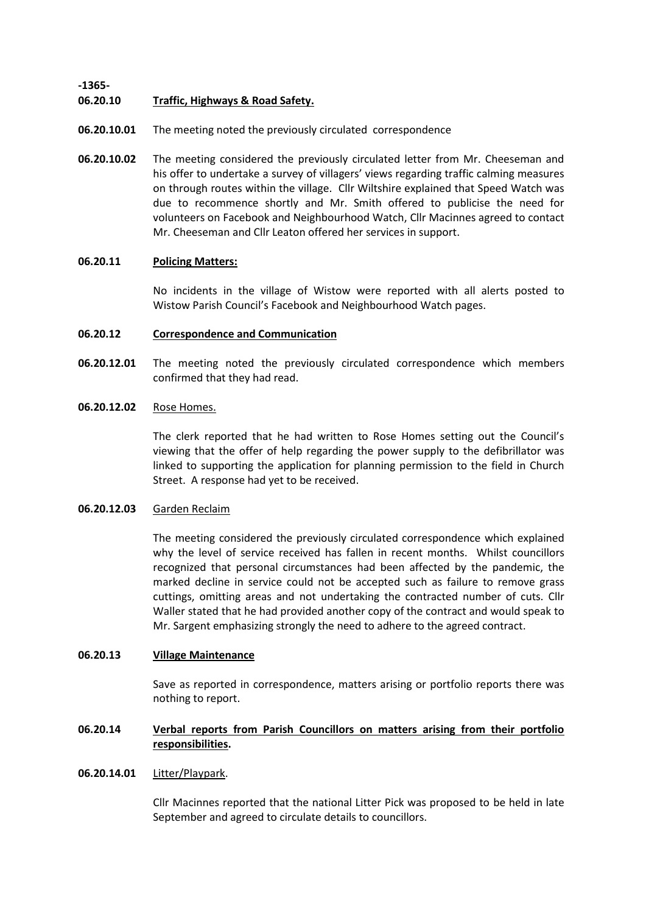-1365-

**06.20.10 Traffic, Highways & Road Safety.**

**06.20.10.01** The meeting noted the previously circulated correspondence

**06.20.10.02** The meeting considered the previously circulated letter from Mr. Cheeseman and his offer to undertake a survey of villagers' views regarding traffic calming measures on through routes within the village. Cllr Wiltshire explained that Speed Watch was due to recommence shortly and Mr. Smith offered to publicise the need for volunteers on Facebook and Neighbourhood Watch, Cllr Macinnes agreed to contact Mr. Cheeseman and Cllr Leaton offered her services in support.

**06.20.11 Policing Matters:**

No incidents in the village of Wistow were reported with all alerts posted to Wistow Parish Council's Facebook and Neighbourhood Watch pages.

**06.20.12 Correspondence and Communication**

**06.20.12.01** The meeting noted the previously circulated correspondence which members confirmed that they had read.

**06.20.12.02** Rose Homes.

The clerk reported that he had written to Rose Homes setting out the Council's viewing that the offer of help regarding the power supply to the defibrillator was linked to supporting the application for planning permission to the field in Church Street. A response had yet to be received.

**06.20.12.03** Garden Reclaim

The meeting considered the previously circulated correspondence which explained why the level of service received has fallen in recent months. Whilst councillors recognized that personal circumstances had been affected by the pandemic, the marked decline in service could not be accepted such as failure to remove grass cuttings, omitting areas and not undertaking the contracted number of cuts. Cllr Waller stated that he had provided another copy of the contract and would speak to Mr. Sargent emphasizing strongly the need to adhere to the agreed contract.

**06.20.13 Village Maintenance**

Save as reported in correspondence, matters arising or portfolio reports there was nothing to report.

**06.20.14 Verbal reports from Parish Councillors on matters arising from their portfolio responsibilities.**

**06.20.14.01** Litter/Playpark.

Cllr Macinnes reported that the national Litter Pick was proposed to be held in late September and agreed to circulate details to councillors.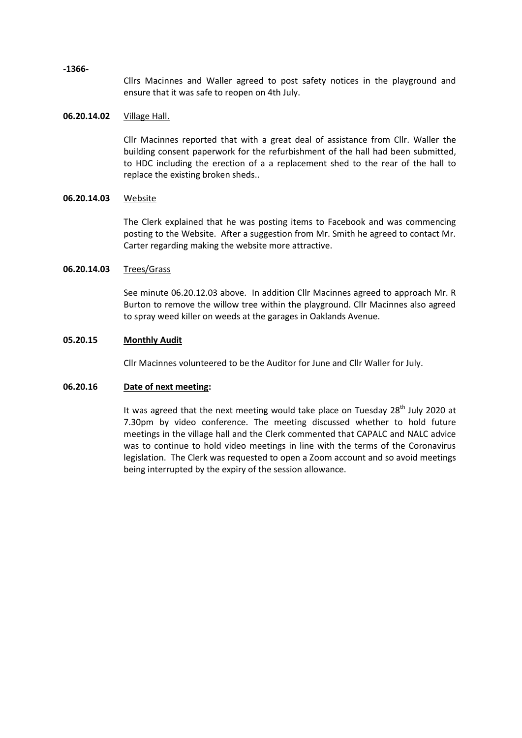Cllrs Macinnes and Waller agreed to post safety notices in the playground and ensure that it was safe to reopen on 4th July.

**06.20.14.02** Village Hall.

Cllr Macinnes reported that with a great deal of assistance from Cllr. Waller the building consent paperwork for the refurbishment of the hall had been submitted, to HDC including the erection of a a replacement shed to the rear of the hall to replace the existing broken sheds..

**06.20.14.03** Website

The Clerk explained that he was posting items to Facebook and was commencing posting to the Website. After a suggestion from Mr. Smith he agreed to contact Mr. Carter regarding making the website more attractive.

**06.20.14.03** Trees/Grass

See minute 06.20.12.03 above. In addition Cllr Macinnes agreed to approach Mr. R Burton to remove the willow tree within the playground. Cllr Macinnes also agreed to spray weed killer on weeds at the garages in Oaklands Avenue.

**05.20.15** **Monthly Audit**

Cllr Macinnes volunteered to be the Auditor for June and Cllr Waller for July.

**06.20.16** **Date of next meeting:**

It was agreed that the next meeting would take place on Tuesday 28th July 2020 at 7.30pm by video conference. The meeting discussed whether to hold future meetings in the village hall and the Clerk commented that CAPALC and NALC advice was to continue to hold video meetings in line with the terms of the Coronavirus legislation. The Clerk was requested to open a Zoom account and so avoid meetings being interrupted by the expiry of the session allowance.